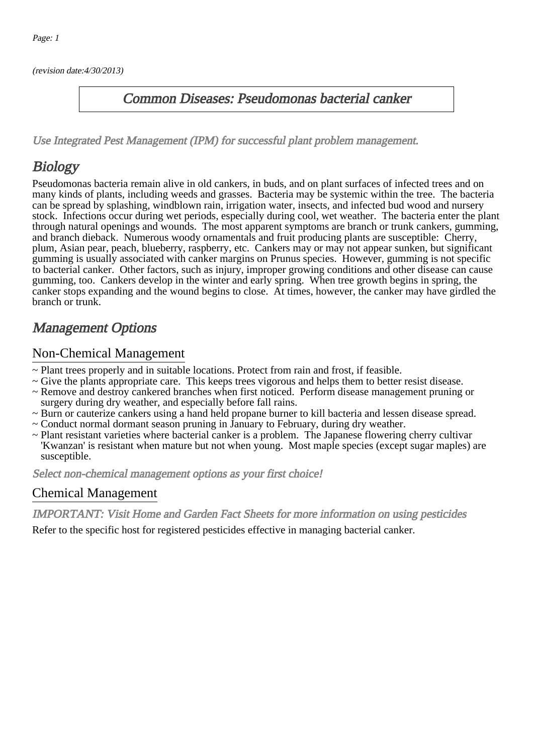(revision date:4/30/2013)

# Common Diseases: Pseudomonas bacterial canker

*Use Integrated Pest Management (IPM) for successful plant problem management.*

## Biology

Pseudomonas bacteria remain alive in old cankers, in buds, and on plant surfaces of infected trees and on many kinds of plants, including weeds and grasses. Bacteria may be systemic within the tree. The bacteria can be spread by splashing, windblown rain, irrigation water, insects, and infected bud wood and nursery stock. Infections occur during wet periods, especially during cool, wet weather. The bacteria enter the plant through natural openings and wounds. The most apparent symptoms are branch or trunk cankers, gumming, and branch dieback. Numerous woody ornamentals and fruit producing plants are susceptible: Cherry, plum, Asian pear, peach, blueberry, raspberry, etc. Cankers may or may not appear sunken, but significant gumming is usually associated with canker margins on Prunus species. However, gumming is not specific to bacterial canker. Other factors, such as injury, improper growing conditions and other disease can cause gumming, too. Cankers develop in the winter and early spring. When tree growth begins in spring, the canker stops expanding and the wound begins to close. At times, however, the canker may have girdled the branch or trunk.

## Management Options

### Non-Chemical Management

~ Plant trees properly and in suitable locations. Protect from rain and frost, if feasible.
~ Give the plants appropriate care. This keeps trees vigorous and helps them to better resist disease.
~ Remove and destroy cankered branches when first noticed. Perform disease management pruning or surgery during dry weather, and especially before fall rains.
~ Burn or cauterize cankers using a hand held propane burner to kill bacteria and lessen disease spread.
~ Conduct normal dormant season pruning in January to February, during dry weather.
~ Plant resistant varieties where bacterial canker is a problem. The Japanese flowering cherry cultivar 'Kwanzan' is resistant when mature but not when young. Most maple species (except sugar maples) are susceptible.

*Select non-chemical management options as your first choice!*

### Chemical Management

*IMPORTANT: Visit Home and Garden Fact Sheets for more information on using pesticides*

Refer to the specific host for registered pesticides effective in managing bacterial canker.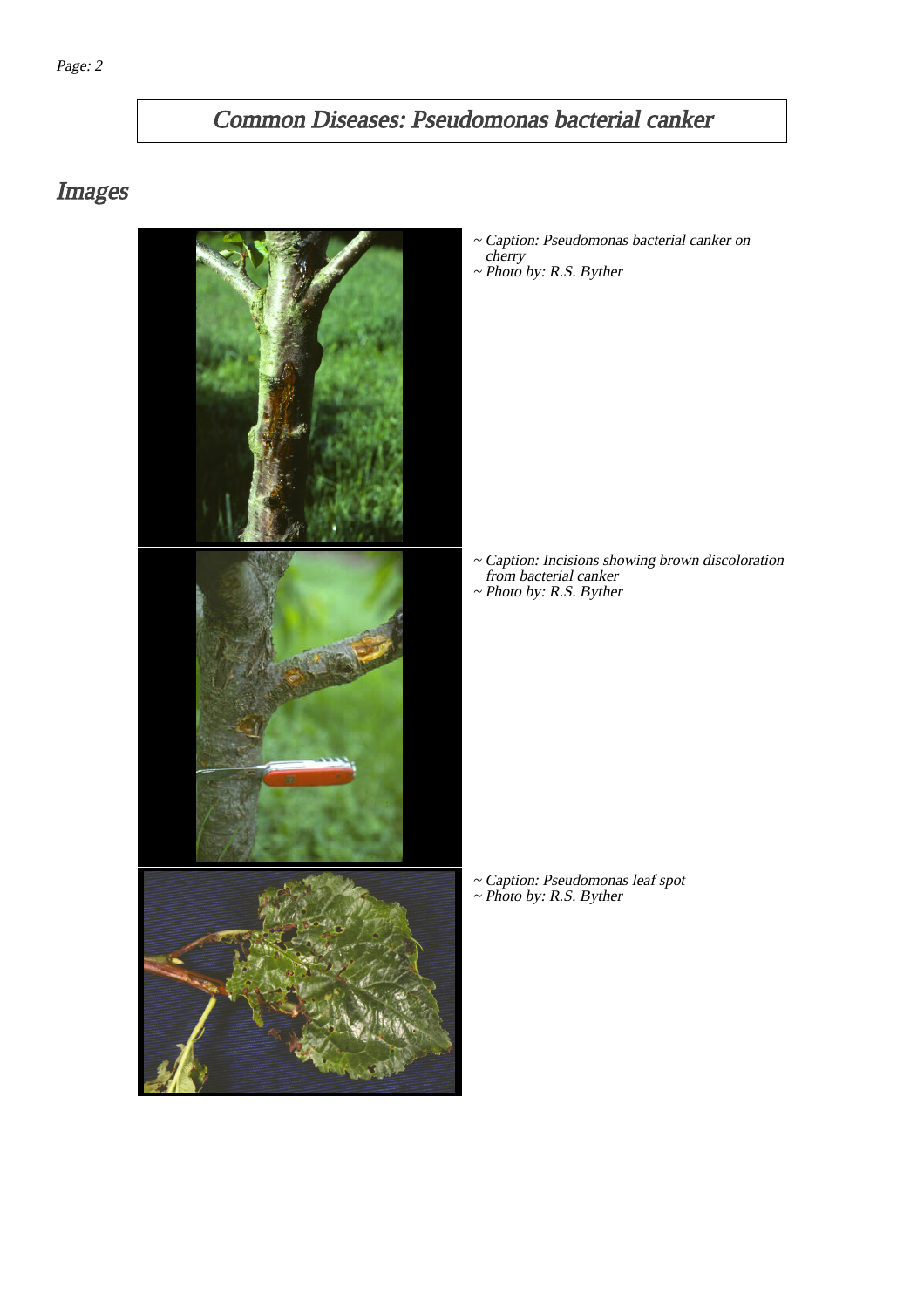# Common Diseases: Pseudomonas bacterial canker

## Images

~ Caption: Pseudomonas bacterial canker on cherry
~ Photo by: R.S. Byther

~ Caption: Incisions showing brown discoloration from bacterial canker
~ Photo by: R.S. Byther

~ Caption: Pseudomonas leaf spot
~ Photo by: R.S. Byther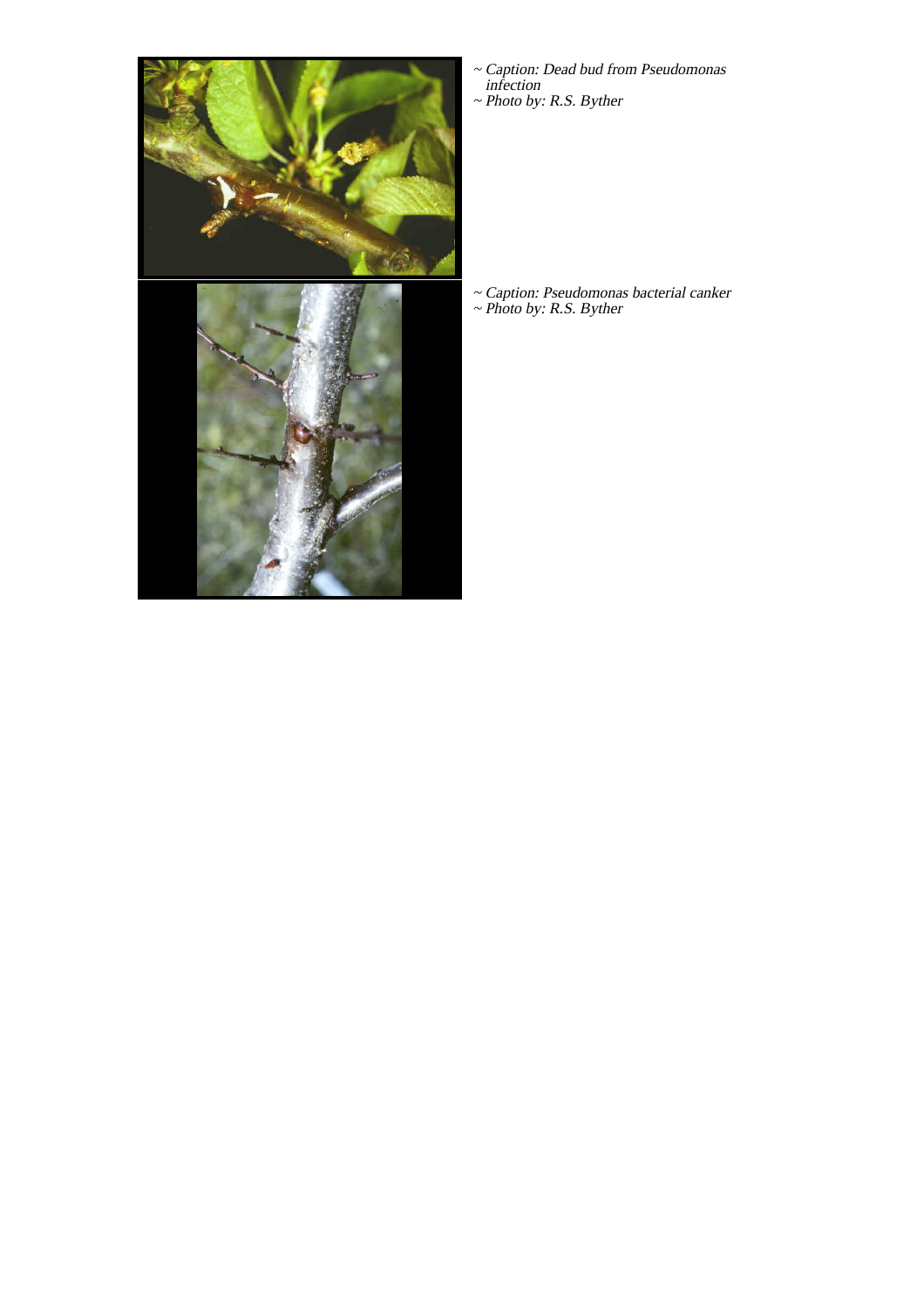~ *Caption: Dead bud from Pseudomonas infection*
~ *Photo by: R.S. Byther*

~ *Caption: Pseudomonas bacterial canker*
~ *Photo by: R.S. Byther*